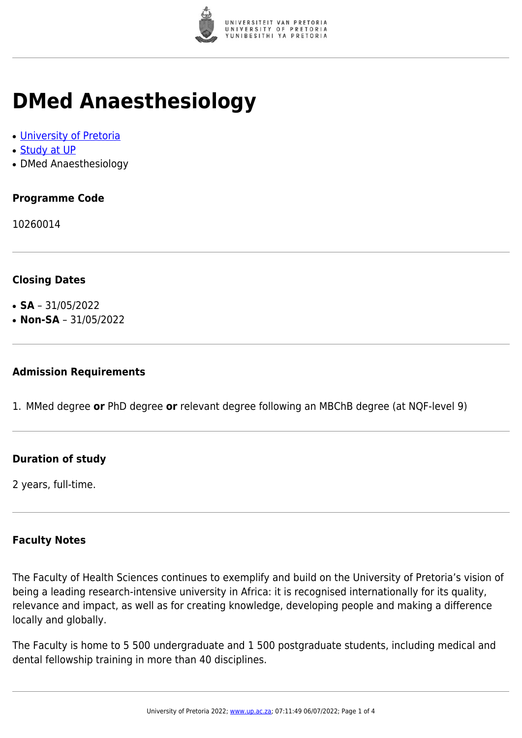# DMed Anaesthesiology

- [University of Pretoria]
- [Study at UP]
- DMed Anaesthesiology

### Programme Code

10260014

### Closing Dates

- **SA** – 31/05/2022
- **Non-SA** – 31/05/2022

### Admission Requirements

1. MMed degree **or** PhD degree **or** relevant degree following an MBChB degree (at NQF-level 9)

### Duration of study

2 years, full-time.

### Faculty Notes

The Faculty of Health Sciences continues to exemplify and build on the University of Pretoria's vision of being a leading research-intensive university in Africa: it is recognised internationally for its quality, relevance and impact, as well as for creating knowledge, developing people and making a difference locally and globally.

The Faculty is home to 5 500 undergraduate and 1 500 postgraduate students, including medical and dental fellowship training in more than 40 disciplines.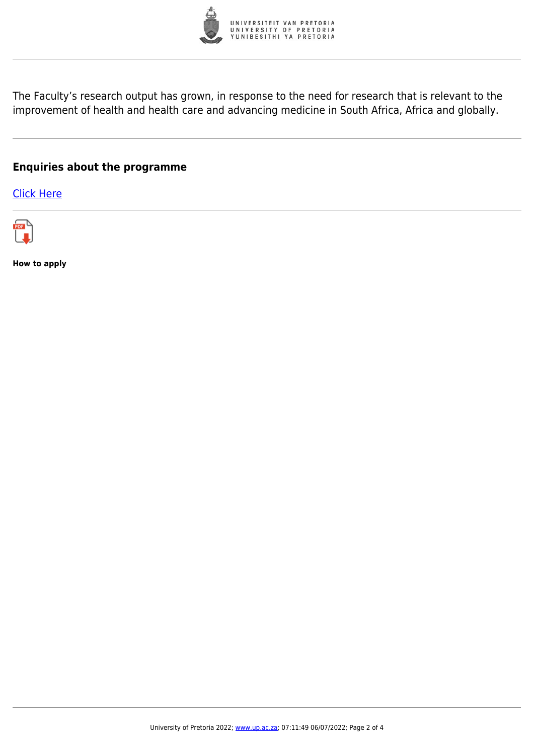The Faculty’s research output has grown, in response to the need for research that is relevant to the improvement of health and health care and advancing medicine in South Africa, Africa and globally.

## Enquiries about the programme

Click Here

**How to apply**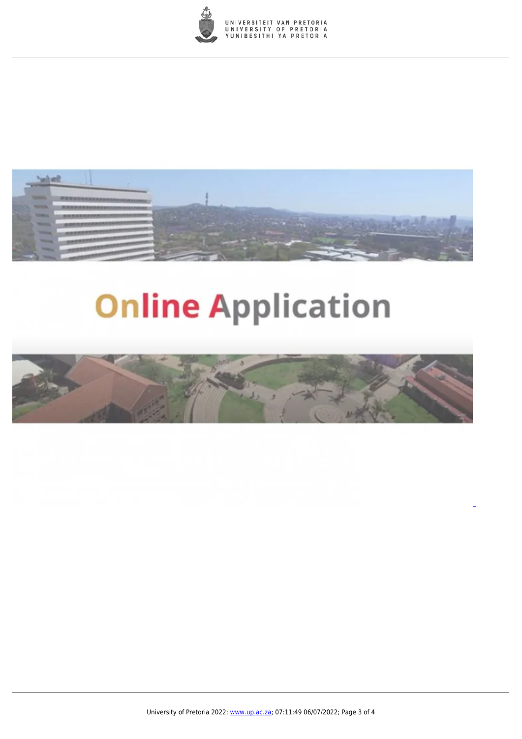Online Application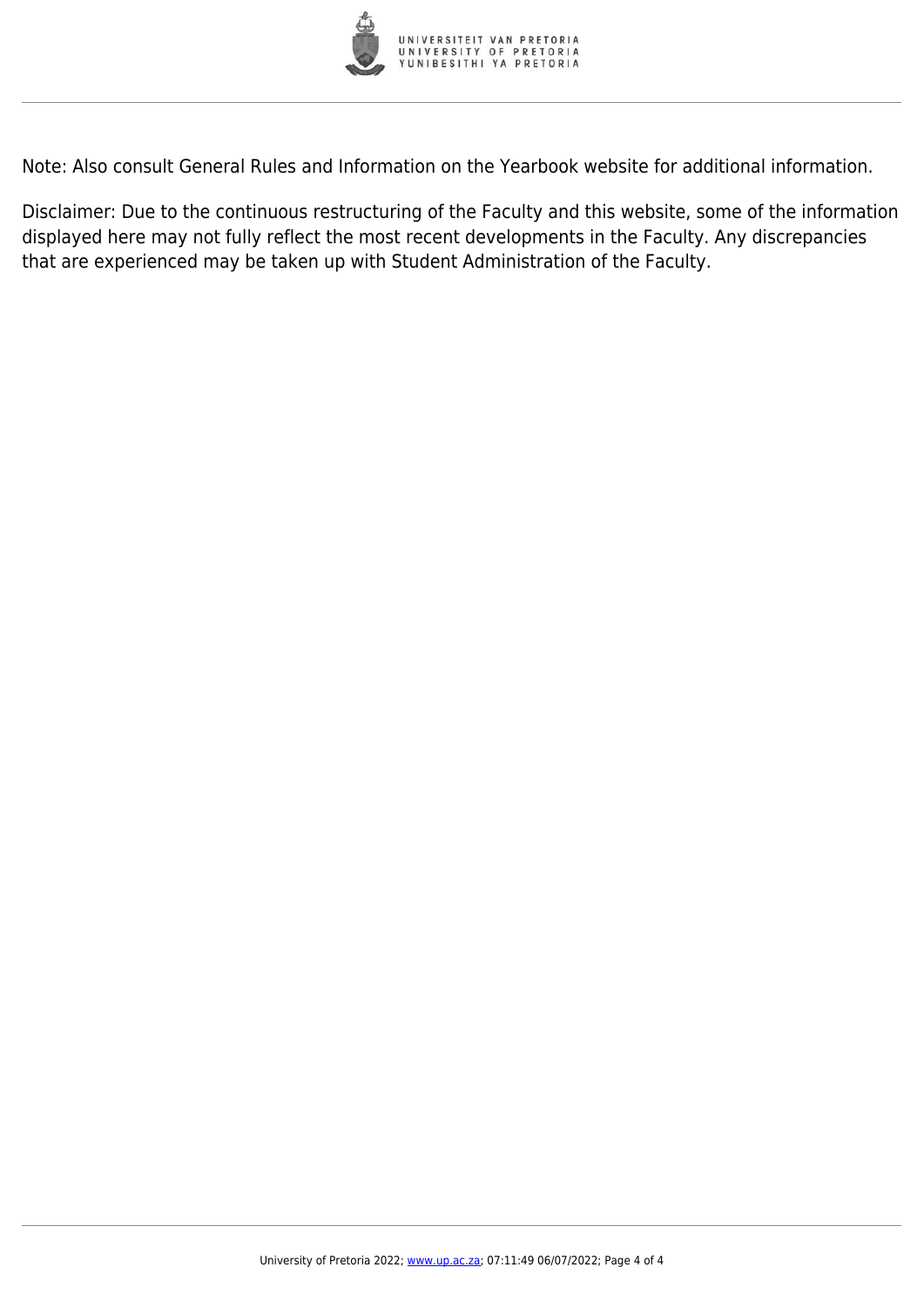Note: Also consult General Rules and Information on the Yearbook website for additional information.

Disclaimer: Due to the continuous restructuring of the Faculty and this website, some of the information displayed here may not fully reflect the most recent developments in the Faculty. Any discrepancies that are experienced may be taken up with Student Administration of the Faculty.